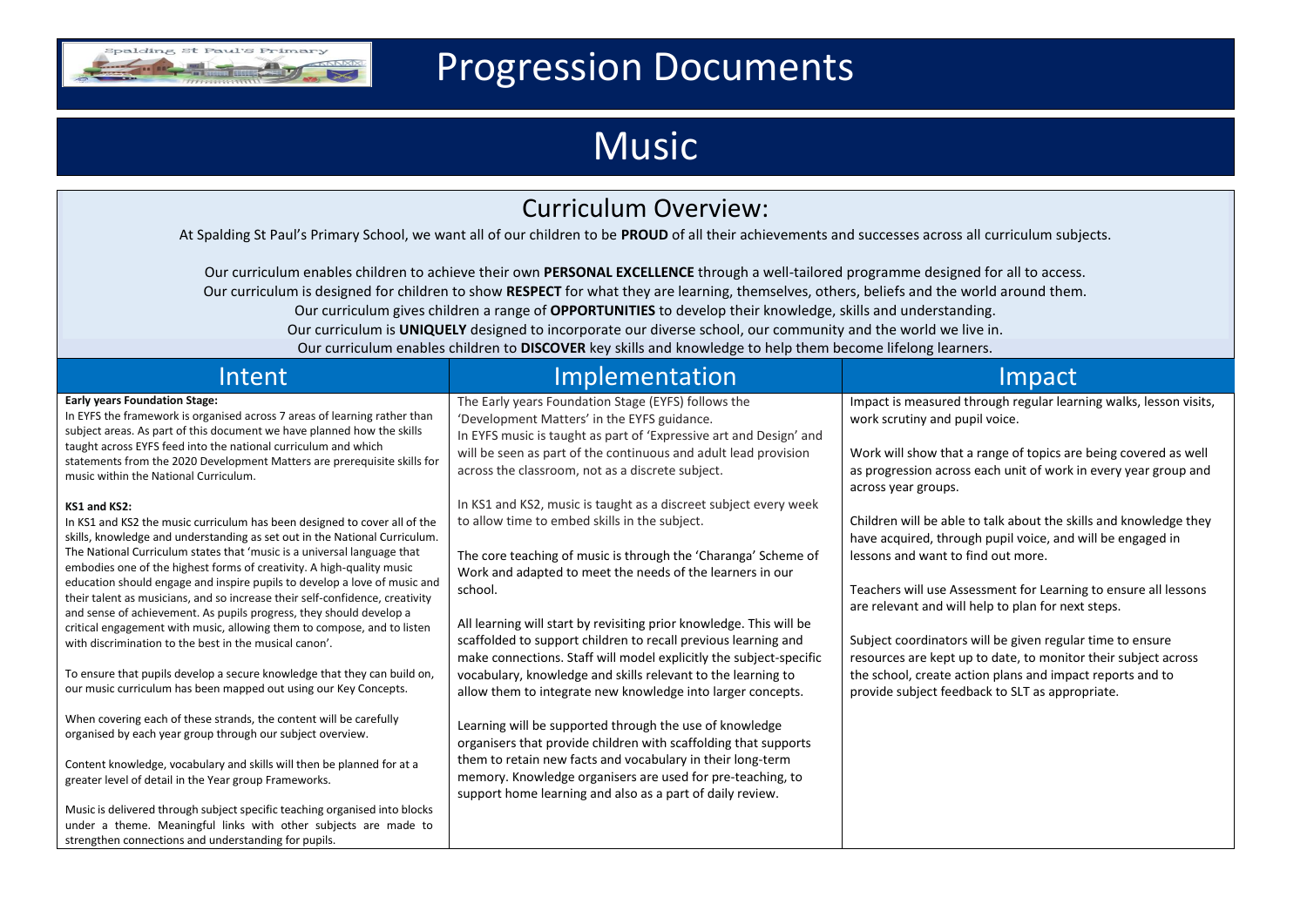# Progression Documents

# Music

## Curriculum Overview:

At Spalding St Paul's Primary School, we want all of our children to be **PROUD** of all their achievements and successes across all curriculum subjects.

Our curriculum enables children to achieve their own **PERSONAL EXCELLENCE** through a well-tailored programme designed for all to access.
Our curriculum is designed for children to show **RESPECT** for what they are learning, themselves, others, beliefs and the world around them.
Our curriculum gives children a range of **OPPORTUNITIES** to develop their knowledge, skills and understanding.
Our curriculum is **UNIQUELY** designed to incorporate our diverse school, our community and the world we live in.
Our curriculum enables children to **DISCOVER** key skills and knowledge to help them become lifelong learners.

## Intent

**Early years Foundation Stage:**
In EYFS the framework is organised across 7 areas of learning rather than subject areas. As part of this document we have planned how the skills taught across EYFS feed into the national curriculum and which statements from the 2020 Development Matters are prerequisite skills for music within the National Curriculum.

**KS1 and KS2:**
In KS1 and KS2 the music curriculum has been designed to cover all of the skills, knowledge and understanding as set out in the National Curriculum. The National Curriculum states that 'music is a universal language that embodies one of the highest forms of creativity. A high-quality music education should engage and inspire pupils to develop a love of music and their talent as musicians, and so increase their self-confidence, creativity and sense of achievement. As pupils progress, they should develop a critical engagement with music, allowing them to compose, and to listen with discrimination to the best in the musical canon'.

To ensure that pupils develop a secure knowledge that they can build on, our music curriculum has been mapped out using our Key Concepts.

When covering each of these strands, the content will be carefully organised by each year group through our subject overview.

Content knowledge, vocabulary and skills will then be planned for at a greater level of detail in the Year group Frameworks.

Music is delivered through subject specific teaching organised into blocks under a theme. Meaningful links with other subjects are made to strengthen connections and understanding for pupils.

## Implementation

The Early years Foundation Stage (EYFS) follows the 'Development Matters' in the EYFS guidance.
In EYFS music is taught as part of 'Expressive art and Design' and will be seen as part of the continuous and adult lead provision across the classroom, not as a discrete subject.

In KS1 and KS2, music is taught as a discreet subject every week to allow time to embed skills in the subject.

The core teaching of music is through the 'Charanga' Scheme of Work and adapted to meet the needs of the learners in our school.

All learning will start by revisiting prior knowledge. This will be scaffolded to support children to recall previous learning and make connections. Staff will model explicitly the subject-specific vocabulary, knowledge and skills relevant to the learning to allow them to integrate new knowledge into larger concepts.

Learning will be supported through the use of knowledge organisers that provide children with scaffolding that supports them to retain new facts and vocabulary in their long-term memory. Knowledge organisers are used for pre-teaching, to support home learning and also as a part of daily review.

## Impact

Impact is measured through regular learning walks, lesson visits, work scrutiny and pupil voice.

Work will show that a range of topics are being covered as well as progression across each unit of work in every year group and across year groups.

Children will be able to talk about the skills and knowledge they have acquired, through pupil voice, and will be engaged in lessons and want to find out more.

Teachers will use Assessment for Learning to ensure all lessons are relevant and will help to plan for next steps.

Subject coordinators will be given regular time to ensure resources are kept up to date, to monitor their subject across the school, create action plans and impact reports and to provide subject feedback to SLT as appropriate.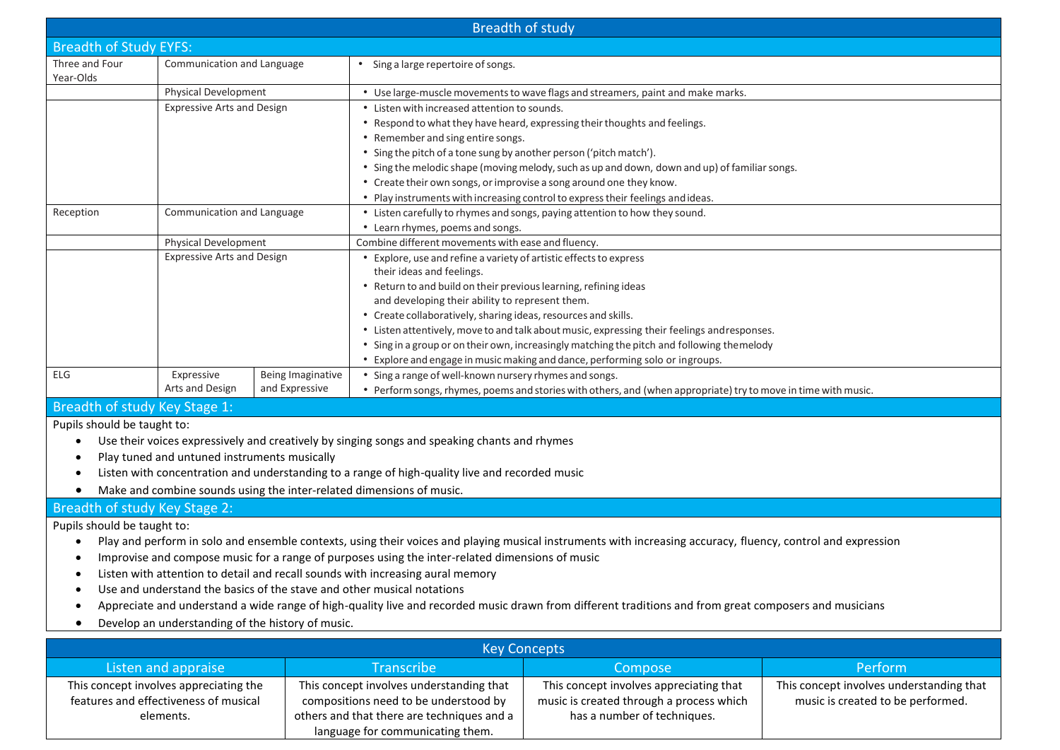# Breadth of study

## Breadth of Study EYFS:

| | | | |
|---|---|---|---|
| Three and Four Year-Olds | Communication and Language | | • Sing a large repertoire of songs. |
| | Physical Development | | • Use large-muscle movements to wave flags and streamers, paint and make marks. |
| | Expressive Arts and Design | | • Listen with increased attention to sounds.<br>• Respond to what they have heard, expressing their thoughts and feelings.<br>• Remember and sing entire songs.<br>• Sing the pitch of a tone sung by another person ('pitch match').<br>• Sing the melodic shape (moving melody, such as up and down, down and up) of familiar songs.<br>• Create their own songs, or improvise a song around one they know.<br>• Play instruments with increasing control to express their feelings and ideas. |
| Reception | Communication and Language | | • Listen carefully to rhymes and songs, paying attention to how they sound.<br>• Learn rhymes, poems and songs. |
| | Physical Development | | Combine different movements with ease and fluency. |
| | Expressive Arts and Design | | • Explore, use and refine a variety of artistic effects to express their ideas and feelings.<br>• Return to and build on their previous learning, refining ideas and developing their ability to represent them.<br>• Create collaboratively, sharing ideas, resources and skills.<br>• Listen attentively, move to and talk about music, expressing their feelings and responses.<br>• Sing in a group or on their own, increasingly matching the pitch and following the melody<br>• Explore and engage in music making and dance, performing solo or in groups. |
| ELG | Expressive Arts and Design | Being Imaginative and Expressive | • Sing a range of well-known nursery rhymes and songs.<br>• Perform songs, rhymes, poems and stories with others, and (when appropriate) try to move in time with music. |

## Breadth of study Key Stage 1:

Pupils should be taught to:

- Use their voices expressively and creatively by singing songs and speaking chants and rhymes
- Play tuned and untuned instruments musically
- Listen with concentration and understanding to a range of high-quality live and recorded music
- Make and combine sounds using the inter-related dimensions of music.

## Breadth of study Key Stage 2:

Pupils should be taught to:

- Play and perform in solo and ensemble contexts, using their voices and playing musical instruments with increasing accuracy, fluency, control and expression
- Improvise and compose music for a range of purposes using the inter-related dimensions of music
- Listen with attention to detail and recall sounds with increasing aural memory
- Use and understand the basics of the stave and other musical notations
- Appreciate and understand a wide range of high-quality live and recorded music drawn from different traditions and from great composers and musicians
- Develop an understanding of the history of music.

# Key Concepts

| Listen and appraise | Transcribe | Compose | Perform |
|---|---|---|---|
| This concept involves appreciating the features and effectiveness of musical elements. | This concept involves understanding that compositions need to be understood by others and that there are techniques and a language for communicating them. | This concept involves appreciating that music is created through a process which has a number of techniques. | This concept involves understanding that music is created to be performed. |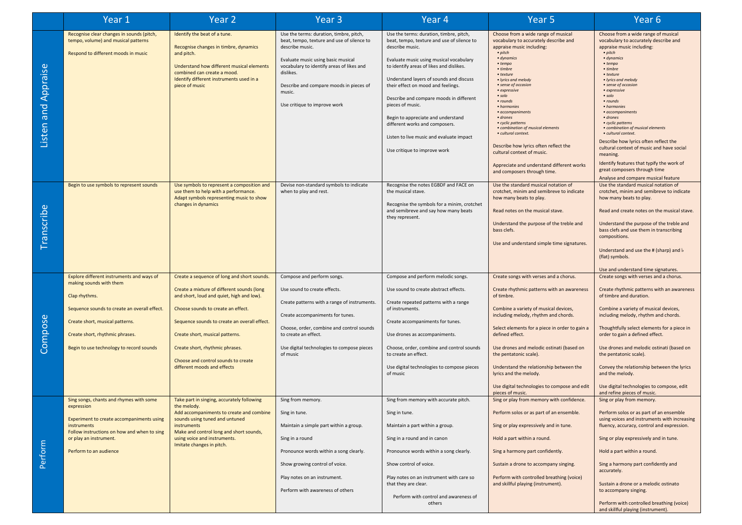| | Year 1 | Year 2 | Year 3 | Year 4 | Year 5 | Year 6 |
|---|---|---|---|---|---|---|
| Listen and Appraise | Recognise clear changes in sounds (pitch, tempo, volume) and musical patterns<br><br>Respond to different moods in music | Identify the beat of a tune.<br><br>Recognise changes in timbre, dynamics and pitch.<br><br>Understand how different musical elements combined can create a mood.<br>Identify different instruments used in a piece of music | Use the terms: duration, timbre, pitch, beat, tempo, texture and use of silence to describe music.<br><br>Evaluate music using basic musical vocabulary to identify areas of likes and dislikes.<br><br>Describe and compare moods in pieces of music.<br><br>Use critique to improve work | Use the terms: duration, timbre, pitch, beat, tempo, texture and use of silence to describe music.<br><br>Evaluate music using musical vocabulary to identify areas of likes and dislikes.<br><br>Understand layers of sounds and discuss their effect on mood and feelings.<br><br>Describe and compare moods in different pieces of music.<br><br>Begin to appreciate and understand different works and composers.<br><br>Listen to live music and evaluate impact<br><br>Use critique to improve work | Choose from a wide range of musical vocabulary to accurately describe and appraise music including:<br>• *pitch*<br>• *dynamics*<br>• *tempo*<br>• *timbre*<br>• *texture*<br>• *lyrics and melody*<br>• *sense of occasion*<br>• *expressive*<br>• *solo*<br>• *rounds*<br>• *harmonies*<br>• *accompaniments*<br>• *drones*<br>• *cyclic patterns*<br>• *combination of musical elements*<br>• *cultural context.*<br><br>Describe how lyrics often reflect the cultural context of music.<br><br>Appreciate and understand different works and composers through time. | Choose from a wide range of musical vocabulary to accurately describe and appraise music including:<br>• *pitch*<br>• *dynamics*<br>• *tempo*<br>• *timbre*<br>• *texture*<br>• *lyrics and melody*<br>• *sense of occasion*<br>• *expressive*<br>• *solo*<br>• *rounds*<br>• *harmonies*<br>• *accompaniments*<br>• *drones*<br>• *cyclic patterns*<br>• *combination of musical elements*<br>• *cultural context.*<br><br>Describe how lyrics often reflect the cultural context of music and have social meaning.<br><br>Identify features that typify the work of great composers through time<br><br>Analyse and compare musical feature |
| Transcribe | Begin to use symbols to represent sounds | Use symbols to represent a composition and use them to help with a performance.<br>Adapt symbols representing music to show changes in dynamics | Devise non-standard symbols to indicate when to play and rest. | Recognise the notes EGBDF and FACE on the musical stave.<br><br>Recognise the symbols for a minim, crotchet and semibreve and say how many beats they represent. | Use the standard musical notation of crotchet, minim and semibreve to indicate how many beats to play.<br><br>Read notes on the musical stave.<br><br>Understand the purpose of the treble and bass clefs.<br><br>Use and understand simple time signatures. | Use the standard musical notation of crotchet, minim and semibreve to indicate how many beats to play.<br><br>Read and create notes on the musical stave.<br><br>Understand the purpose of the treble and bass clefs and use them in transcribing compositions.<br><br>Understand and use the # (sharp) and ♭ (flat) symbols.<br><br>Use and understand time signatures. |
| Compose | Explore different instruments and ways of making sounds with them<br><br>Clap rhythms.<br><br>Sequence sounds to create an overall effect.<br><br>Create short, musical patterns.<br><br>Create short, rhythmic phrases.<br><br>Begin to use technology to record sounds | Create a sequence of long and short sounds.<br><br>Create a mixture of different sounds (long and short, loud and quiet, high and low).<br><br>Choose sounds to create an effect.<br><br>Sequence sounds to create an overall effect.<br><br>Create short, musical patterns.<br><br>Create short, rhythmic phrases.<br><br>Choose and control sounds to create different moods and effects | Compose and perform songs.<br><br>Use sound to create effects.<br><br>Create patterns with a range of instruments.<br><br>Create accompaniments for tunes.<br><br>Choose, order, combine and control sounds to create an effect.<br><br>Use digital technologies to compose pieces of music | Compose and perform melodic songs.<br><br>Use sound to create abstract effects.<br><br>Create repeated patterns with a range of instruments.<br><br>Create accompaniments for tunes.<br><br>Use drones as accompaniments.<br><br>Choose, order, combine and control sounds to create an effect.<br><br>Use digital technologies to compose pieces of music | Create songs with verses and a chorus.<br><br>Create rhythmic patterns with an awareness of timbre.<br><br>Combine a variety of musical devices, including melody, rhythm and chords.<br><br>Select elements for a piece in order to gain a defined effect.<br><br>Use drones and melodic ostinati (based on the pentatonic scale).<br><br>Understand the relationship between the lyrics and the melody.<br><br>Use digital technologies to compose and edit pieces of music. | Create songs with verses and a chorus.<br><br>Create rhythmic patterns with an awareness of timbre and duration.<br><br>Combine a variety of musical devices, including melody, rhythm and chords.<br><br>Thoughtfully select elements for a piece in order to gain a defined effect.<br><br>Use drones and melodic ostinati (based on the pentatonic scale).<br><br>Convey the relationship between the lyrics and the melody.<br><br>Use digital technologies to compose, edit and refine pieces of music. |
| Perform | Sing songs, chants and rhymes with some expression<br><br>Experiment to create accompaniments using instruments<br>Follow instructions on how and when to sing or play an instrument.<br><br>Perform to an audience | Take part in singing, accurately following the melody.<br>Add accompaniments to create and combine sounds using tuned and untuned instruments<br>Make and control long and short sounds, using voice and instruments.<br>Imitate changes in pitch. | Sing from memory.<br><br>Sing in tune.<br><br>Maintain a simple part within a group.<br><br>Sing in a round<br><br>Pronounce words within a song clearly.<br><br>Show growing control of voice.<br><br>Play notes on an instrument.<br><br>Perform with awareness of others | Sing from memory with accurate pitch.<br><br>Sing in tune.<br><br>Maintain a part within a group.<br><br>Sing in a round and in canon<br><br>Pronounce words within a song clearly.<br><br>Show control of voice.<br><br>Play notes on an instrument with care so that they are clear.<br><br>Perform with control and awareness of others | Sing or play from memory with confidence.<br><br>Perform solos or as part of an ensemble.<br><br>Sing or play expressively and in tune.<br><br>Hold a part within a round.<br><br>Sing a harmony part confidently.<br><br>Sustain a drone to accompany singing.<br><br>Perform with controlled breathing (voice) and skillful playing (instrument). | Sing or play from memory.<br><br>Perform solos or as part of an ensemble using voices and instruments with increasing fluency, accuracy, control and expression.<br><br>Sing or play expressively and in tune.<br><br>Hold a part within a round.<br><br>Sing a harmony part confidently and accurately.<br><br>Sustain a drone or a melodic ostinato to accompany singing.<br><br>Perform with controlled breathing (voice) and skillful playing (instrument). |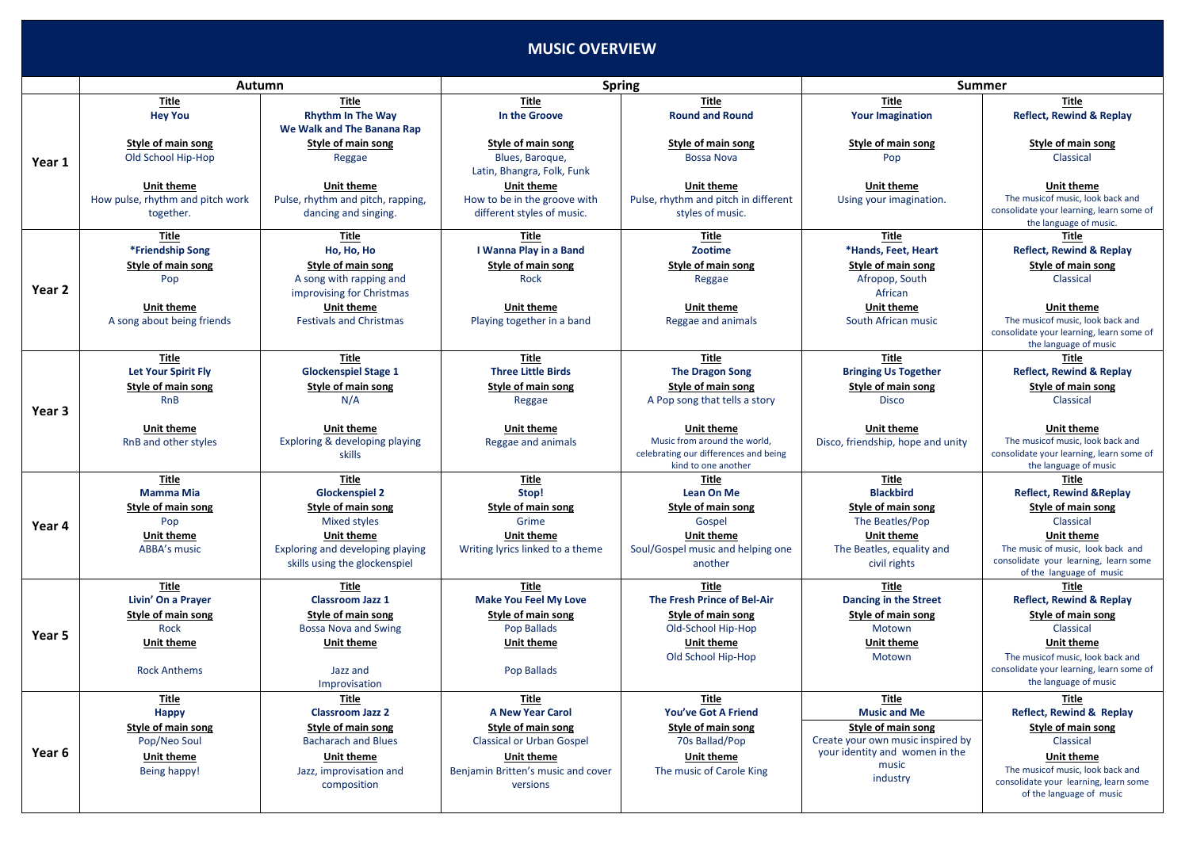# MUSIC OVERVIEW

| | Autumn | | Spring | | Summer | |
|---|---|---|---|---|---|---|
| **Year 1** | **Title** Hey You **Style of main song** Old School Hip-Hop **Unit theme** How pulse, rhythm and pitch work together. | **Title** Rhythm In The Way We Walk and The Banana Rap **Style of main song** Reggae **Unit theme** Pulse, rhythm and pitch, rapping, dancing and singing. | **Title** In the Groove **Style of main song** Blues, Baroque, Latin, Bhangra, Folk, Funk **Unit theme** How to be in the groove with different styles of music. | **Title** Round and Round **Style of main song** Bossa Nova **Unit theme** Pulse, rhythm and pitch in different styles of music. | **Title** Your Imagination **Style of main song** Pop **Unit theme** Using your imagination. | **Title** Reflect, Rewind & Replay **Style of main song** Classical **Unit theme** The musicof music, look back and consolidate your learning, learn some of the language of music. |
| **Year 2** | **Title** *Friendship Song **Style of main song** Pop **Unit theme** A song about being friends | **Title** Ho, Ho, Ho **Style of main song** A song with rapping and improvising for Christmas **Unit theme** Festivals and Christmas | **Title** I Wanna Play in a Band **Style of main song** Rock **Unit theme** Playing together in a band | **Title** Zootime **Style of main song** Reggae **Unit theme** Reggae and animals | **Title** *Hands, Feet, Heart **Style of main song** Afropop, South African **Unit theme** South African music | **Title** Reflect, Rewind & Replay **Style of main song** Classical **Unit theme** The musicof music, look back and consolidate your learning, learn some of the language of music |
| **Year 3** | **Title** Let Your Spirit Fly **Style of main song** RnB **Unit theme** RnB and other styles | **Title** Glockenspiel Stage 1 **Style of main song** N/A **Unit theme** Exploring & developing playing skills | **Title** Three Little Birds **Style of main song** Reggae **Unit theme** Reggae and animals | **Title** The Dragon Song **Style of main song** A Pop song that tells a story **Unit theme** Music from around the world, celebrating our differences and being kind to one another | **Title** Bringing Us Together **Style of main song** Disco **Unit theme** Disco, friendship, hope and unity | **Title** Reflect, Rewind & Replay **Style of main song** Classical **Unit theme** The musicof music, look back and consolidate your learning, learn some of the language of music |
| **Year 4** | **Title** Mamma Mia **Style of main song** Pop **Unit theme** ABBA's music | **Title** Glockenspiel 2 **Style of main song** Mixed styles **Unit theme** Exploring and developing playing skills using the glockenspiel | **Title** Stop! **Style of main song** Grime **Unit theme** Writing lyrics linked to a theme | **Title** Lean On Me **Style of main song** Gospel **Unit theme** Soul/Gospel music and helping one another | **Title** Blackbird **Style of main song** The Beatles/Pop **Unit theme** The Beatles, equality and civil rights | **Title** Reflect, Rewind &Replay **Style of main song** Classical **Unit theme** The music of music, look back and consolidate your learning, learn some of the language of music |
| **Year 5** | **Title** Livin' On a Prayer **Style of main song** Rock **Unit theme** Rock Anthems | **Title** Classroom Jazz 1 **Style of main song** Bossa Nova and Swing **Unit theme** Jazz and Improvisation | **Title** Make You Feel My Love **Style of main song** Pop Ballads **Unit theme** Pop Ballads | **Title** The Fresh Prince of Bel-Air **Style of main song** Old-School Hip-Hop **Unit theme** Old School Hip-Hop | **Title** Dancing in the Street **Style of main song** Motown **Unit theme** Motown | **Title** Reflect, Rewind & Replay **Style of main song** Classical **Unit theme** The musicof music, look back and consolidate your learning, learn some of the language of music |
| **Year 6** | **Title** Happy **Style of main song** Pop/Neo Soul **Unit theme** Being happy! | **Title** Classroom Jazz 2 **Style of main song** Bacharach and Blues **Unit theme** Jazz, improvisation and composition | **Title** A New Year Carol **Style of main song** Classical or Urban Gospel **Unit theme** Benjamin Britten's music and cover versions | **Title** You've Got A Friend **Style of main song** 70s Ballad/Pop **Unit theme** The music of Carole King | **Title** Music and Me **Style of main song** Create your own music inspired by your identity and women in the music industry | **Title** Reflect, Rewind & Replay **Style of main song** Classical **Unit theme** The musicof music, look back and consolidate your learning, learn some of the language of music |